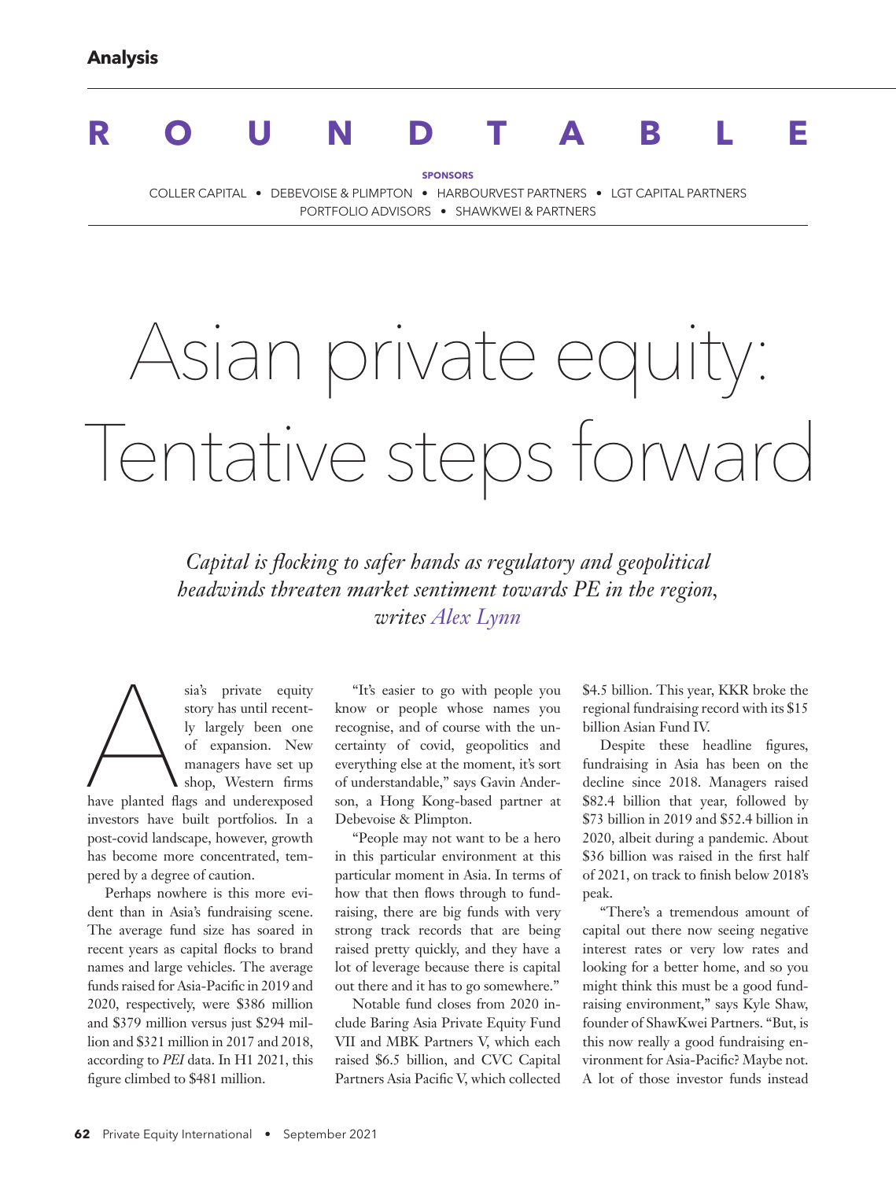Analysis

# ROUNDTABLE

**SPONSORS**

COLLER CAPITAL • DEBEVOISE & PLIMPTON • HARBOURVEST PARTNERS • LGT CAPITAL PARTNERS PORTFOLIO ADVISORS • SHAWKWEI & PARTNERS

# Asian private equity: Tentative steps forward

*Capital is flocking to safer hands as regulatory and geopolitical headwinds threaten market sentiment towards PE in the region, writes Alex Lynn*

Asia's private equity story has until recently largely been one of expansion. New managers have set up shop, Western firms have planted flags and underexposed investors have built portfolios. In a post-covid landscape, however, growth has become more concentrated, tempered by a degree of caution.

Perhaps nowhere is this more evident than in Asia's fundraising scene. The average fund size has soared in recent years as capital flocks to brand names and large vehicles. The average funds raised for Asia-Pacific in 2019 and 2020, respectively, were $386 million and $379 million versus just $294 million and $321 million in 2017 and 2018, according to *PEI* data. In H1 2021, this figure climbed to $481 million.

"It's easier to go with people you know or people whose names you recognise, and of course with the uncertainty of covid, geopolitics and everything else at the moment, it's sort of understandable," says Gavin Anderson, a Hong Kong-based partner at Debevoise & Plimpton.

"People may not want to be a hero in this particular environment at this particular moment in Asia. In terms of how that then flows through to fundraising, there are big funds with very strong track records that are being raised pretty quickly, and they have a lot of leverage because there is capital out there and it has to go somewhere."

Notable fund closes from 2020 include Baring Asia Private Equity Fund VII and MBK Partners V, which each raised $6.5 billion, and CVC Capital Partners Asia Pacific V, which collected $4.5 billion. This year, KKR broke the regional fundraising record with its $15 billion Asian Fund IV.

Despite these headline figures, fundraising in Asia has been on the decline since 2018. Managers raised $82.4 billion that year, followed by $73 billion in 2019 and $52.4 billion in 2020, albeit during a pandemic. About $36 billion was raised in the first half of 2021, on track to finish below 2018's peak.

"There's a tremendous amount of capital out there now seeing negative interest rates or very low rates and looking for a better home, and so you might think this must be a good fundraising environment," says Kyle Shaw, founder of ShawKwei Partners. "But, is this now really a good fundraising environment for Asia-Pacific? Maybe not. A lot of those investor funds instead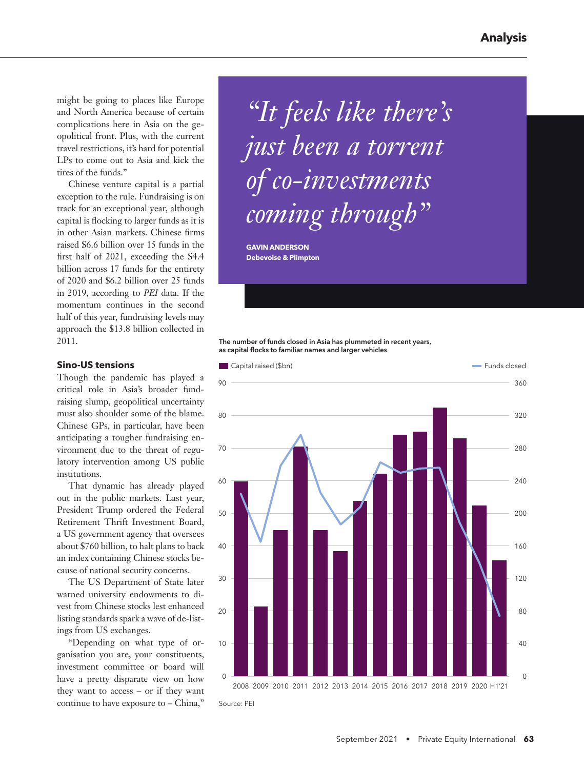might be going to places like Europe and North America because of certain complications here in Asia on the geopolitical front. Plus, with the current travel restrictions, it's hard for potential LPs to come out to Asia and kick the tires of the funds."

Chinese venture capital is a partial exception to the rule. Fundraising is on track for an exceptional year, although capital is flocking to larger funds as it is in other Asian markets. Chinese firms raised $6.6 billion over 15 funds in the first half of 2021, exceeding the $4.4 billion across 17 funds for the entirety of 2020 and $6.2 billion over 25 funds in 2019, according to *PEI* data. If the momentum continues in the second half of this year, fundraising levels may approach the $13.8 billion collected in 2011.

## Sino-US tensions

Though the pandemic has played a critical role in Asia's broader fundraising slump, geopolitical uncertainty must also shoulder some of the blame. Chinese GPs, in particular, have been anticipating a tougher fundraising environment due to the threat of regulatory intervention among US public institutions.

That dynamic has already played out in the public markets. Last year, President Trump ordered the Federal Retirement Thrift Investment Board, a US government agency that oversees about $760 billion, to halt plans to back an index containing Chinese stocks because of national security concerns.

The US Department of State later warned university endowments to divest from Chinese stocks lest enhanced listing standards spark a wave of de-listings from US exchanges.

"Depending on what type of organisation you are, your constituents, investment committee or board will have a pretty disparate view on how they want to access – or if they want continue to have exposure to – China,"

> *"It feels like there's just been a torrent of co-investments coming through"*
>
> **GAVIN ANDERSON**
> **Debevoise & Plimpton**

**The number of funds closed in Asia has plummeted in recent years, as capital flocks to familiar names and larger vehicles**

| Year | Capital raised ($bn) | Funds closed |
|---|---|---|
| 2008 | ~60 | ~225 |
| 2009 | ~21 | ~165 |
| 2010 | ~45 | ~260 |
| 2011 | ~71 | ~297 |
| 2012 | ~45 | ~225 |
| 2013 | ~38 | ~187 |
| 2014 | ~54 | ~208 |
| 2015 | ~62 | ~264 |
| 2016 | ~74 | ~251 |
| 2017 | ~75 | ~255 |
| 2018 | ~82 | ~256 |
| 2019 | ~73 | ~190 |
| 2020 | ~52 | ~140 |
| H1'21 | ~35 | ~74 |

Source: PEI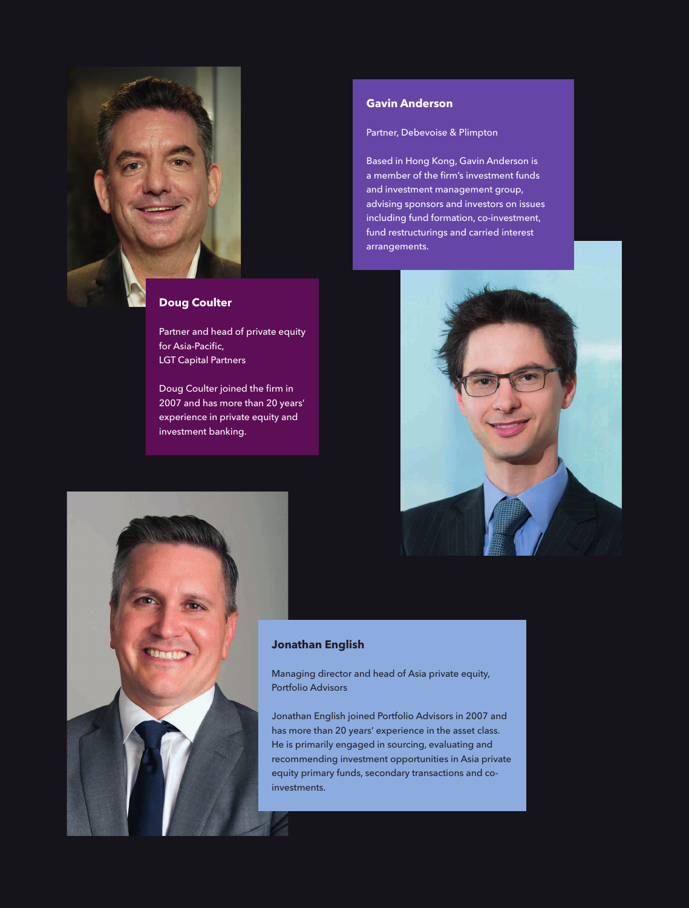### Doug Coulter

Partner and head of private equity for Asia-Pacific, LGT Capital Partners

Doug Coulter joined the firm in 2007 and has more than 20 years' experience in private equity and investment banking.

### Gavin Anderson

Partner, Debevoise & Plimpton

Based in Hong Kong, Gavin Anderson is a member of the firm's investment funds and investment management group, advising sponsors and investors on issues including fund formation, co-investment, fund restructurings and carried interest arrangements.

### Jonathan English

Managing director and head of Asia private equity, Portfolio Advisors

Jonathan English joined Portfolio Advisors in 2007 and has more than 20 years' experience in the asset class. He is primarily engaged in sourcing, evaluating and recommending investment opportunities in Asia private equity primary funds, secondary transactions and co-investments.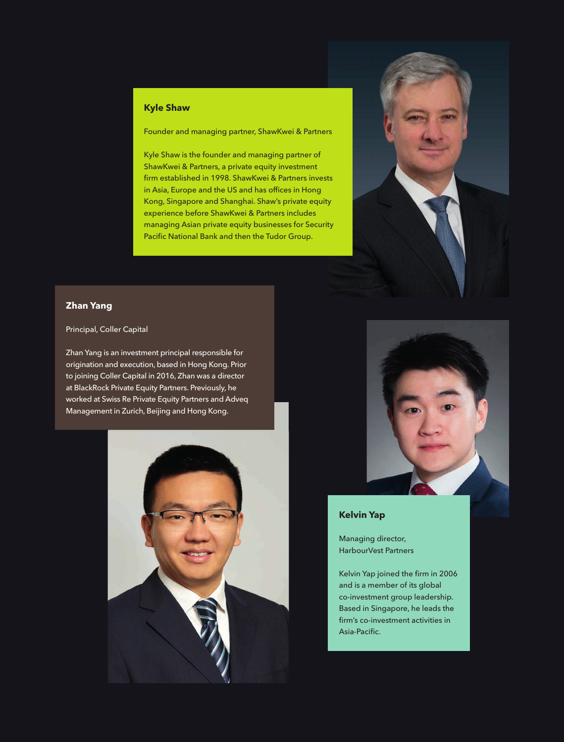## Kyle Shaw

Founder and managing partner, ShawKwei & Partners

Kyle Shaw is the founder and managing partner of ShawKwei & Partners, a private equity investment firm established in 1998. ShawKwei & Partners invests in Asia, Europe and the US and has offices in Hong Kong, Singapore and Shanghai. Shaw's private equity experience before ShawKwei & Partners includes managing Asian private equity businesses for Security Pacific National Bank and then the Tudor Group.

## Zhan Yang

Principal, Coller Capital

Zhan Yang is an investment principal responsible for origination and execution, based in Hong Kong. Prior to joining Coller Capital in 2016, Zhan was a director at BlackRock Private Equity Partners. Previously, he worked at Swiss Re Private Equity Partners and Adveq Management in Zurich, Beijing and Hong Kong.

## Kelvin Yap

Managing director, HarbourVest Partners

Kelvin Yap joined the firm in 2006 and is a member of its global co-investment group leadership. Based in Singapore, he leads the firm's co-investment activities in Asia-Pacific.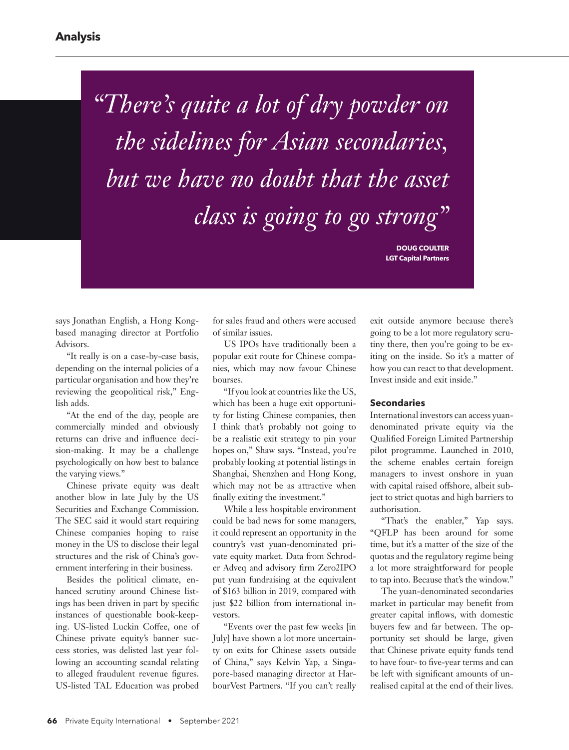> *"There's quite a lot of dry powder on the sidelines for Asian secondaries, but we have no doubt that the asset class is going to go strong"*
>
> **DOUG COULTER**
> **LGT Capital Partners**

says Jonathan English, a Hong Kong-based managing director at Portfolio Advisors.

"It really is on a case-by-case basis, depending on the internal policies of a particular organisation and how they're reviewing the geopolitical risk," English adds.

"At the end of the day, people are commercially minded and obviously returns can drive and influence decision-making. It may be a challenge psychologically on how best to balance the varying views."

Chinese private equity was dealt another blow in late July by the US Securities and Exchange Commission. The SEC said it would start requiring Chinese companies hoping to raise money in the US to disclose their legal structures and the risk of China's government interfering in their business.

Besides the political climate, enhanced scrutiny around Chinese listings has been driven in part by specific instances of questionable book-keeping. US-listed Luckin Coffee, one of Chinese private equity's banner success stories, was delisted last year following an accounting scandal relating to alleged fraudulent revenue figures. US-listed TAL Education was probed for sales fraud and others were accused of similar issues.

US IPOs have traditionally been a popular exit route for Chinese companies, which may now favour Chinese bourses.

"If you look at countries like the US, which has been a huge exit opportunity for listing Chinese companies, then I think that's probably not going to be a realistic exit strategy to pin your hopes on," Shaw says. "Instead, you're probably looking at potential listings in Shanghai, Shenzhen and Hong Kong, which may not be as attractive when finally exiting the investment."

While a less hospitable environment could be bad news for some managers, it could represent an opportunity in the country's vast yuan-denominated private equity market. Data from Schroder Adveq and advisory firm Zero2IPO put yuan fundraising at the equivalent of $163 billion in 2019, compared with just $22 billion from international investors.

"Events over the past few weeks [in July] have shown a lot more uncertainty on exits for Chinese assets outside of China," says Kelvin Yap, a Singapore-based managing director at HarbourVest Partners. "If you can't really exit outside anymore because there's going to be a lot more regulatory scrutiny there, then you're going to be exiting on the inside. So it's a matter of how you can react to that development. Invest inside and exit inside."

## Secondaries

International investors can access yuan-denominated private equity via the Qualified Foreign Limited Partnership pilot programme. Launched in 2010, the scheme enables certain foreign managers to invest onshore in yuan with capital raised offshore, albeit subject to strict quotas and high barriers to authorisation.

"That's the enabler," Yap says. "QFLP has been around for some time, but it's a matter of the size of the quotas and the regulatory regime being a lot more straightforward for people to tap into. Because that's the window."

The yuan-denominated secondaries market in particular may benefit from greater capital inflows, with domestic buyers few and far between. The opportunity set should be large, given that Chinese private equity funds tend to have four- to five-year terms and can be left with significant amounts of unrealised capital at the end of their lives.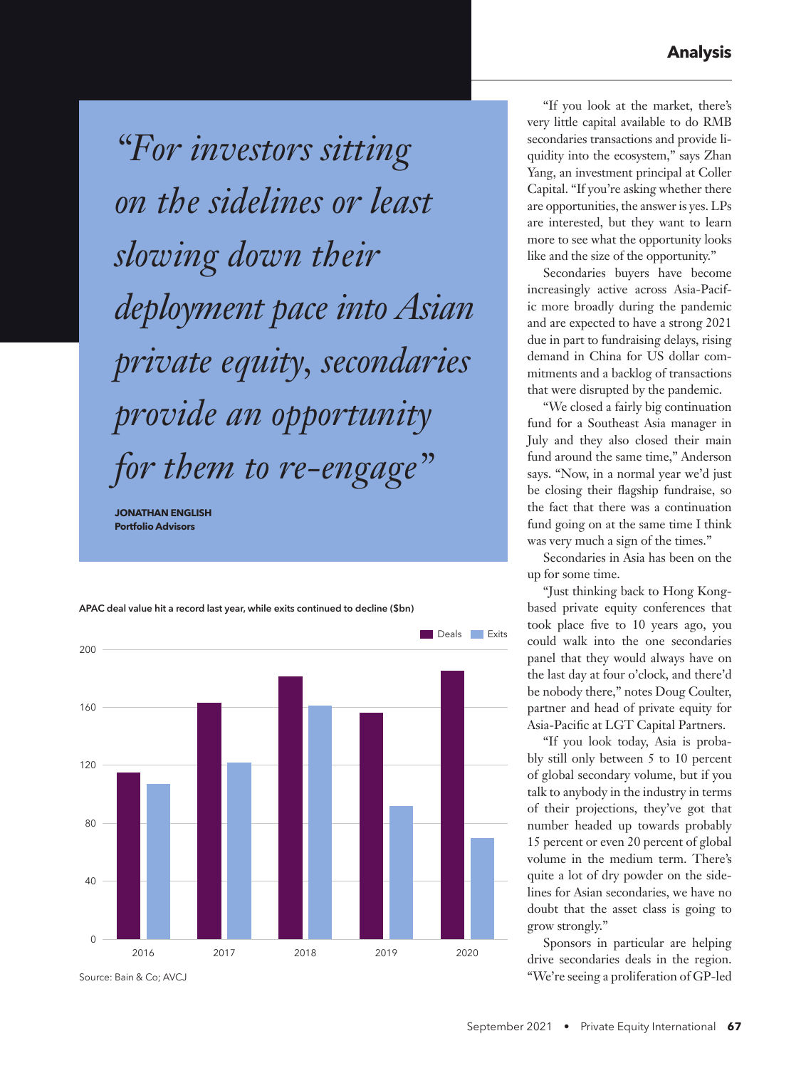> *"For investors sitting on the sidelines or least slowing down their deployment pace into Asian private equity, secondaries provide an opportunity for them to re-engage"*
>
> **JONATHAN ENGLISH**
> **Portfolio Advisors**

**APAC deal value hit a record last year, while exits continued to decline ($bn)**

Source: Bain & Co; AVCJ

"If you look at the market, there's very little capital available to do RMB secondaries transactions and provide liquidity into the ecosystem," says Zhan Yang, an investment principal at Coller Capital. "If you're asking whether there are opportunities, the answer is yes. LPs are interested, but they want to learn more to see what the opportunity looks like and the size of the opportunity."

Secondaries buyers have become increasingly active across Asia-Pacific more broadly during the pandemic and are expected to have a strong 2021 due in part to fundraising delays, rising demand in China for US dollar commitments and a backlog of transactions that were disrupted by the pandemic.

"We closed a fairly big continuation fund for a Southeast Asia manager in July and they also closed their main fund around the same time," Anderson says. "Now, in a normal year we'd just be closing their flagship fundraise, so the fact that there was a continuation fund going on at the same time I think was very much a sign of the times."

Secondaries in Asia has been on the up for some time.

"Just thinking back to Hong Kong-based private equity conferences that took place five to 10 years ago, you could walk into the one secondaries panel that they would always have on the last day at four o'clock, and there'd be nobody there," notes Doug Coulter, partner and head of private equity for Asia-Pacific at LGT Capital Partners.

"If you look today, Asia is probably still only between 5 to 10 percent of global secondary volume, but if you talk to anybody in the industry in terms of their projections, they've got that number headed up towards probably 15 percent or even 20 percent of global volume in the medium term. There's quite a lot of dry powder on the sidelines for Asian secondaries, we have no doubt that the asset class is going to grow strongly."

Sponsors in particular are helping drive secondaries deals in the region. "We're seeing a proliferation of GP-led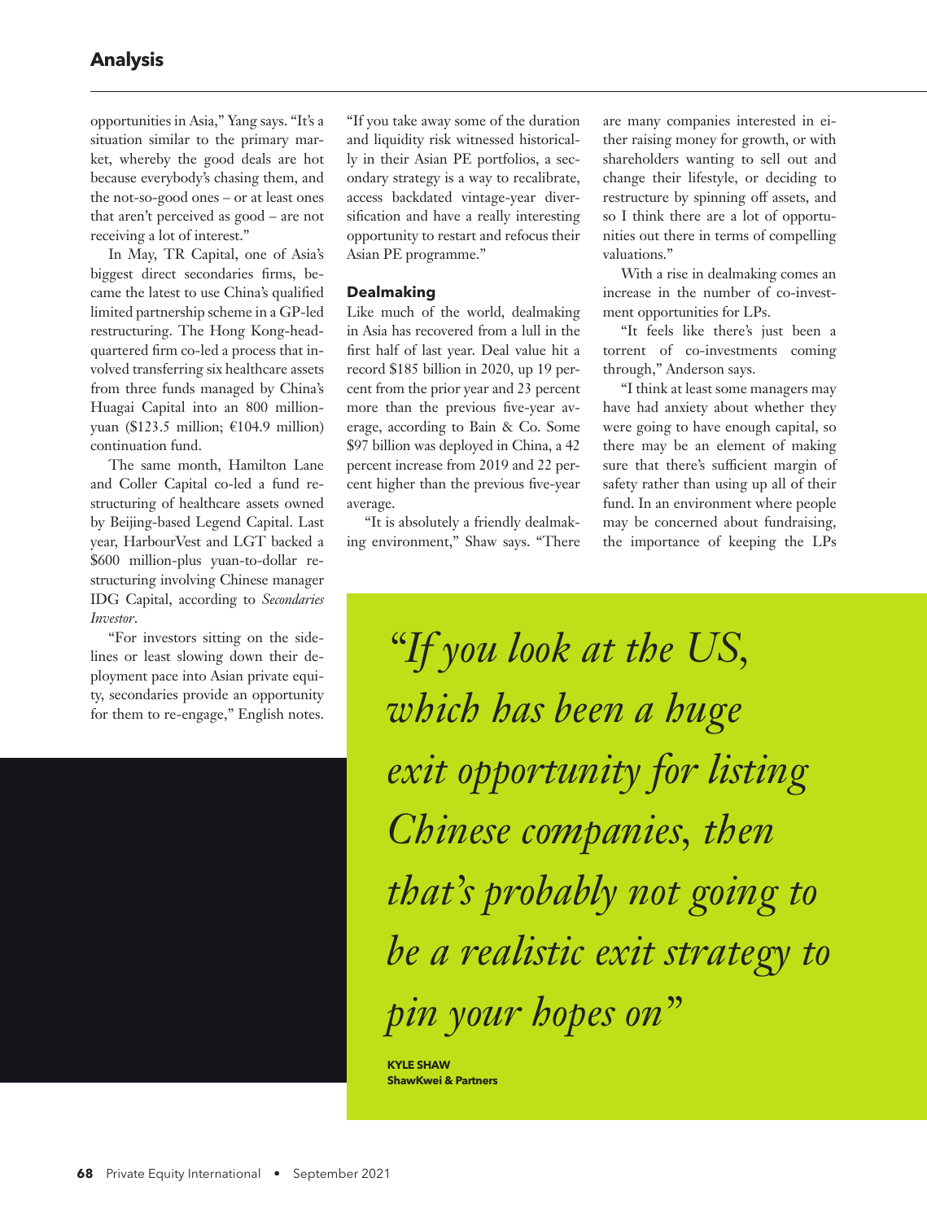opportunities in Asia," Yang says. "It's a situation similar to the primary market, whereby the good deals are hot because everybody's chasing them, and the not-so-good ones – or at least ones that aren't perceived as good – are not receiving a lot of interest."

In May, TR Capital, one of Asia's biggest direct secondaries firms, became the latest to use China's qualified limited partnership scheme in a GP-led restructuring. The Hong Kong-headquartered firm co-led a process that involved transferring six healthcare assets from three funds managed by China's Huagai Capital into an 800 million-yuan ($123.5 million; €104.9 million) continuation fund.

The same month, Hamilton Lane and Coller Capital co-led a fund restructuring of healthcare assets owned by Beijing-based Legend Capital. Last year, HarbourVest and LGT backed a $600 million-plus yuan-to-dollar restructuring involving Chinese manager IDG Capital, according to *Secondaries Investor*.

"For investors sitting on the sidelines or least slowing down their deployment pace into Asian private equity, secondaries provide an opportunity for them to re-engage," English notes. "If you take away some of the duration and liquidity risk witnessed historically in their Asian PE portfolios, a secondary strategy is a way to recalibrate, access backdated vintage-year diversification and have a really interesting opportunity to restart and refocus their Asian PE programme."

## Dealmaking

Like much of the world, dealmaking in Asia has recovered from a lull in the first half of last year. Deal value hit a record $185 billion in 2020, up 19 percent from the prior year and 23 percent more than the previous five-year average, according to Bain & Co. Some $97 billion was deployed in China, a 42 percent increase from 2019 and 22 percent higher than the previous five-year average.

"It is absolutely a friendly dealmaking environment," Shaw says. "There are many companies interested in either raising money for growth, or with shareholders wanting to sell out and change their lifestyle, or deciding to restructure by spinning off assets, and so I think there are a lot of opportunities out there in terms of compelling valuations."

With a rise in dealmaking comes an increase in the number of co-investment opportunities for LPs.

"It feels like there's just been a torrent of co-investments coming through," Anderson says.

"I think at least some managers may have had anxiety about whether they were going to have enough capital, so there may be an element of making sure that there's sufficient margin of safety rather than using up all of their fund. In an environment where people may be concerned about fundraising, the importance of keeping the LPs

> *"If you look at the US, which has been a huge exit opportunity for listing Chinese companies, then that's probably not going to be a realistic exit strategy to pin your hopes on"*
>
> **KYLE SHAW**
> **ShawKwei & Partners**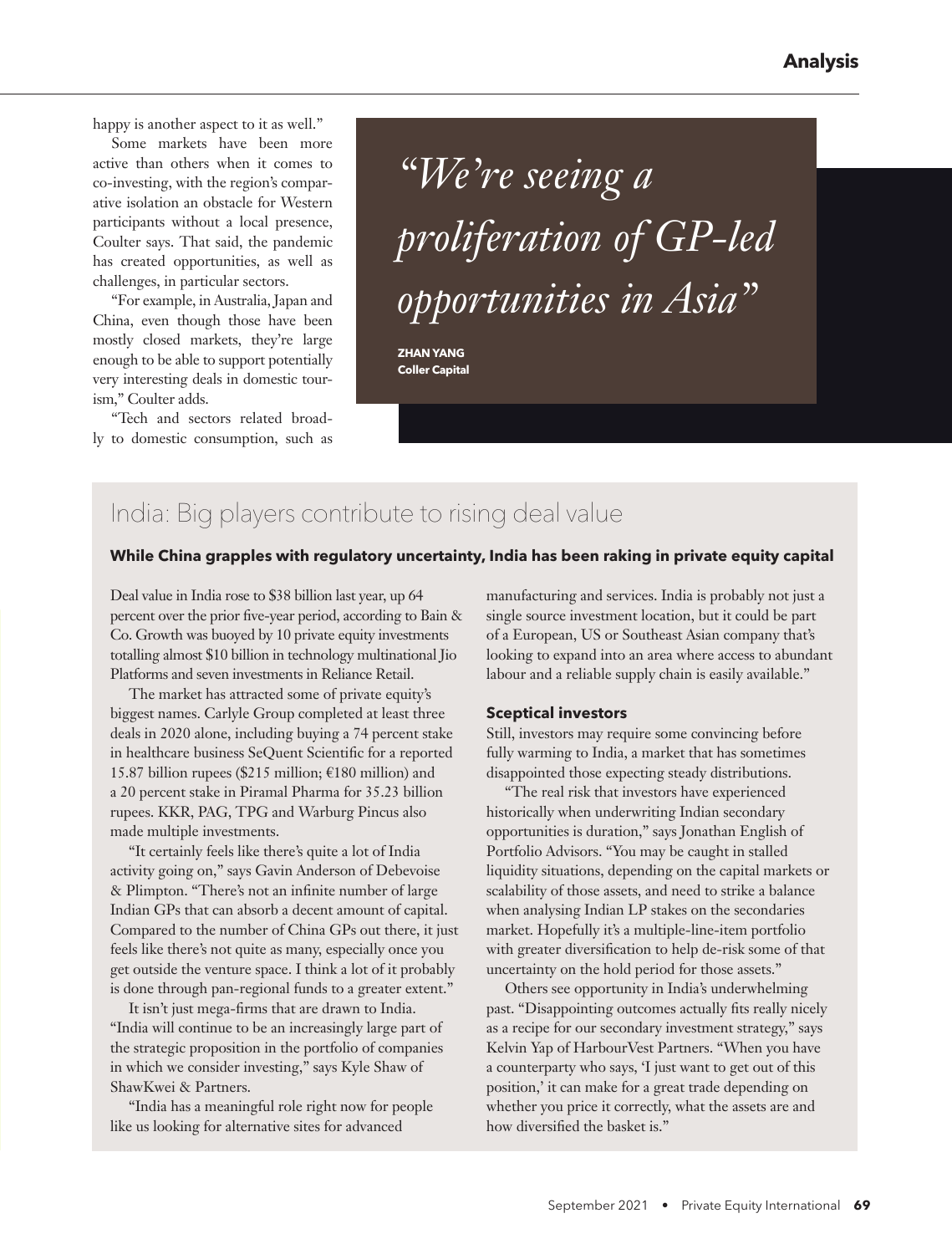happy is another aspect to it as well."

Some markets have been more active than others when it comes to co-investing, with the region's comparative isolation an obstacle for Western participants without a local presence, Coulter says. That said, the pandemic has created opportunities, as well as challenges, in particular sectors.

"For example, in Australia, Japan and China, even though those have been mostly closed markets, they're large enough to be able to support potentially very interesting deals in domestic tourism," Coulter adds.

"Tech and sectors related broadly to domestic consumption, such as

> *"We're seeing a proliferation of GP-led opportunities in Asia"*
>
> **ZHAN YANG**
> **Coller Capital**

## India: Big players contribute to rising deal value

**While China grapples with regulatory uncertainty, India has been raking in private equity capital**

Deal value in India rose to $38 billion last year, up 64 percent over the prior five-year period, according to Bain & Co. Growth was buoyed by 10 private equity investments totalling almost $10 billion in technology multinational Jio Platforms and seven investments in Reliance Retail.

The market has attracted some of private equity's biggest names. Carlyle Group completed at least three deals in 2020 alone, including buying a 74 percent stake in healthcare business SeQuent Scientific for a reported 15.87 billion rupees ($215 million; €180 million) and a 20 percent stake in Piramal Pharma for 35.23 billion rupees. KKR, PAG, TPG and Warburg Pincus also made multiple investments.

"It certainly feels like there's quite a lot of India activity going on," says Gavin Anderson of Debevoise & Plimpton. "There's not an infinite number of large Indian GPs that can absorb a decent amount of capital. Compared to the number of China GPs out there, it just feels like there's not quite as many, especially once you get outside the venture space. I think a lot of it probably is done through pan-regional funds to a greater extent."

It isn't just mega-firms that are drawn to India. "India will continue to be an increasingly large part of the strategic proposition in the portfolio of companies in which we consider investing," says Kyle Shaw of ShawKwei & Partners.

"India has a meaningful role right now for people like us looking for alternative sites for advanced manufacturing and services. India is probably not just a single source investment location, but it could be part of a European, US or Southeast Asian company that's looking to expand into an area where access to abundant labour and a reliable supply chain is easily available."

### Sceptical investors

Still, investors may require some convincing before fully warming to India, a market that has sometimes disappointed those expecting steady distributions.

"The real risk that investors have experienced historically when underwriting Indian secondary opportunities is duration," says Jonathan English of Portfolio Advisors. "You may be caught in stalled liquidity situations, depending on the capital markets or scalability of those assets, and need to strike a balance when analysing Indian LP stakes on the secondaries market. Hopefully it's a multiple-line-item portfolio with greater diversification to help de-risk some of that uncertainty on the hold period for those assets."

Others see opportunity in India's underwhelming past. "Disappointing outcomes actually fits really nicely as a recipe for our secondary investment strategy," says Kelvin Yap of HarbourVest Partners. "When you have a counterparty who says, 'I just want to get out of this position,' it can make for a great trade depending on whether you price it correctly, what the assets are and how diversified the basket is."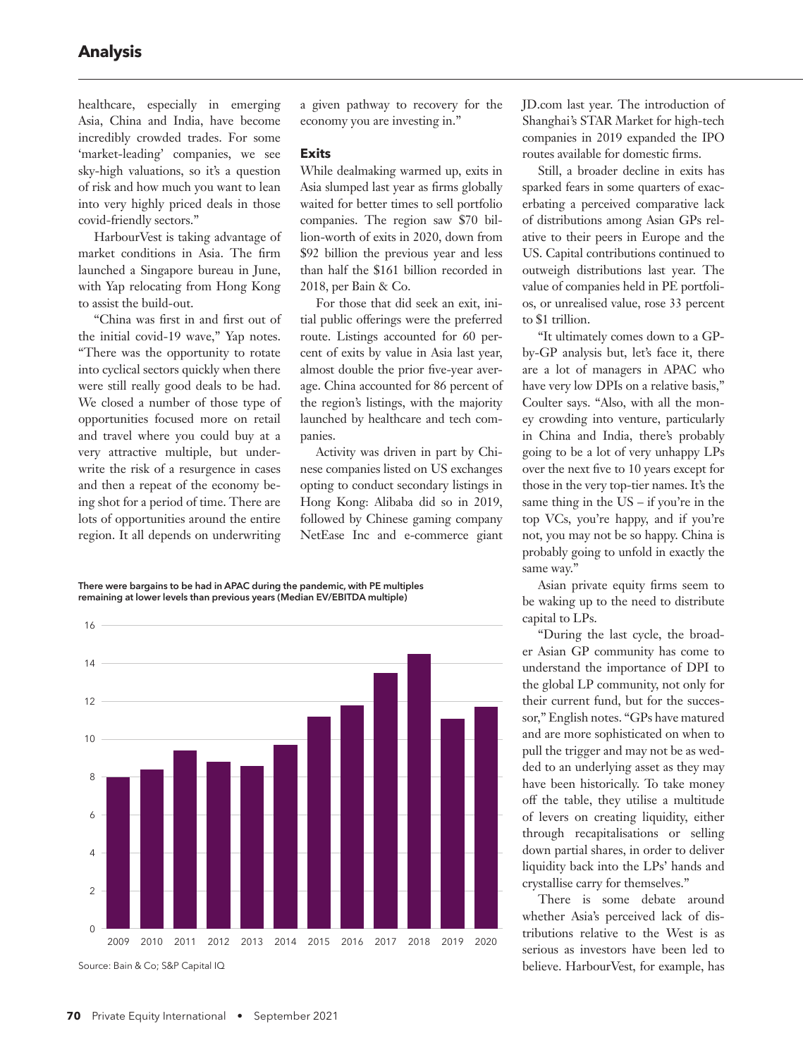healthcare, especially in emerging Asia, China and India, have become incredibly crowded trades. For some 'market-leading' companies, we see sky-high valuations, so it's a question of risk and how much you want to lean into very highly priced deals in those covid-friendly sectors."

HarbourVest is taking advantage of market conditions in Asia. The firm launched a Singapore bureau in June, with Yap relocating from Hong Kong to assist the build-out.

"China was first in and first out of the initial covid-19 wave," Yap notes. "There was the opportunity to rotate into cyclical sectors quickly when there were still really good deals to be had. We closed a number of those type of opportunities focused more on retail and travel where you could buy at a very attractive multiple, but underwrite the risk of a resurgence in cases and then a repeat of the economy being shot for a period of time. There are lots of opportunities around the entire region. It all depends on underwriting a given pathway to recovery for the economy you are investing in."

### Exits

While dealmaking warmed up, exits in Asia slumped last year as firms globally waited for better times to sell portfolio companies. The region saw $70 billion-worth of exits in 2020, down from $92 billion the previous year and less than half the $161 billion recorded in 2018, per Bain & Co.

For those that did seek an exit, initial public offerings were the preferred route. Listings accounted for 60 percent of exits by value in Asia last year, almost double the prior five-year average. China accounted for 86 percent of the region's listings, with the majority launched by healthcare and tech companies.

Activity was driven in part by Chinese companies listed on US exchanges opting to conduct secondary listings in Hong Kong: Alibaba did so in 2019, followed by Chinese gaming company NetEase Inc and e-commerce giant JD.com last year. The introduction of Shanghai's STAR Market for high-tech companies in 2019 expanded the IPO routes available for domestic firms.

Still, a broader decline in exits has sparked fears in some quarters of exacerbating a perceived comparative lack of distributions among Asian GPs relative to their peers in Europe and the US. Capital contributions continued to outweigh distributions last year. The value of companies held in PE portfolios, or unrealised value, rose 33 percent to $1 trillion.

"It ultimately comes down to a GP-by-GP analysis but, let's face it, there are a lot of managers in APAC who have very low DPIs on a relative basis," Coulter says. "Also, with all the money crowding into venture, particularly in China and India, there's probably going to be a lot of very unhappy LPs over the next five to 10 years except for those in the very top-tier names. It's the same thing in the US – if you're in the top VCs, you're happy, and if you're not, you may not be so happy. China is probably going to unfold in exactly the same way."

Asian private equity firms seem to be waking up to the need to distribute capital to LPs.

"During the last cycle, the broader Asian GP community has come to understand the importance of DPI to the global LP community, not only for their current fund, but for the successor," English notes. "GPs have matured and are more sophisticated on when to pull the trigger and may not be as wedded to an underlying asset as they may have been historically. To take money off the table, they utilise a multitude of levers on creating liquidity, either through recapitalisations or selling down partial shares, in order to deliver liquidity back into the LPs' hands and crystallise carry for themselves."

There is some debate around whether Asia's perceived lack of distributions relative to the West is as serious as investors have been led to believe. HarbourVest, for example, has

**There were bargains to be had in APAC during the pandemic, with PE multiples remaining at lower levels than previous years (Median EV/EBITDA multiple)**

| Year | Median EV/EBITDA multiple |
|---|---|
| 2009 | 8.0 |
| 2010 | 8.4 |
| 2011 | 9.4 |
| 2012 | 8.8 |
| 2013 | 8.6 |
| 2014 | 9.7 |
| 2015 | 11.2 |
| 2016 | 11.8 |
| 2017 | 13.5 |
| 2018 | 14.5 |
| 2019 | 11.1 |
| 2020 | 11.7 |

Source: Bain & Co; S&P Capital IQ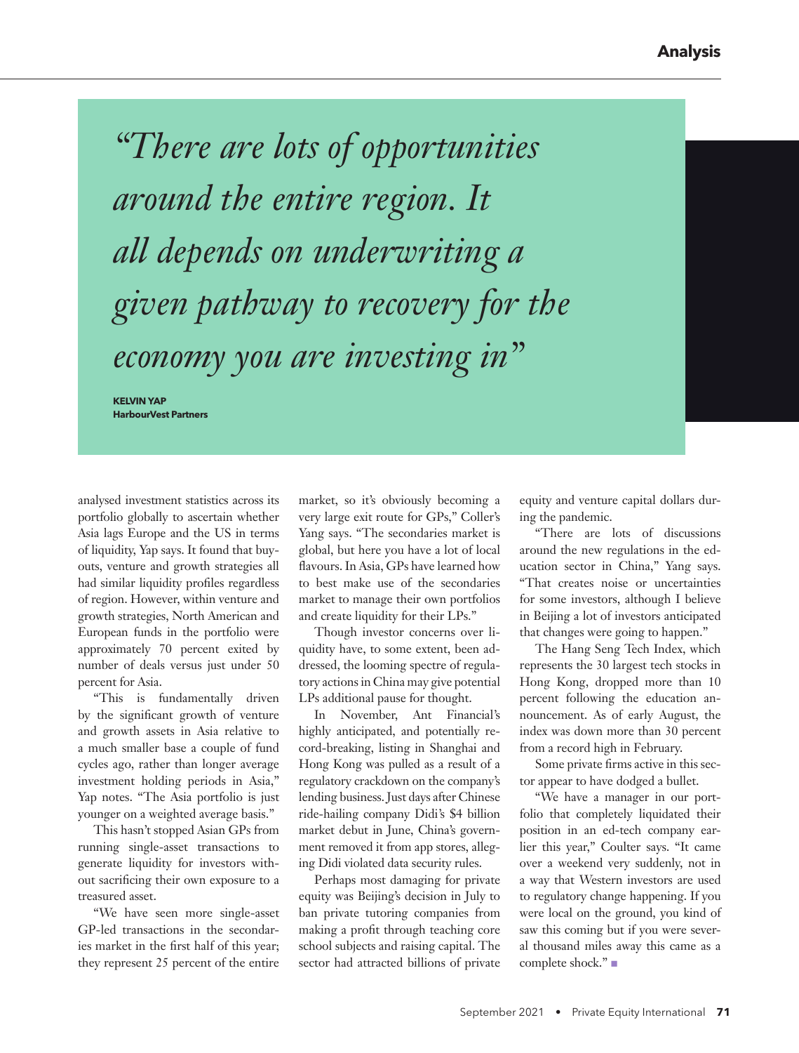> *"There are lots of opportunities around the entire region. It all depends on underwriting a given pathway to recovery for the economy you are investing in"*
>
> **KELVIN YAP**
> **HarbourVest Partners**

analysed investment statistics across its portfolio globally to ascertain whether Asia lags Europe and the US in terms of liquidity, Yap says. It found that buyouts, venture and growth strategies all had similar liquidity profiles regardless of region. However, within venture and growth strategies, North American and European funds in the portfolio were approximately 70 percent exited by number of deals versus just under 50 percent for Asia.

"This is fundamentally driven by the significant growth of venture and growth assets in Asia relative to a much smaller base a couple of fund cycles ago, rather than longer average investment holding periods in Asia," Yap notes. "The Asia portfolio is just younger on a weighted average basis."

This hasn't stopped Asian GPs from running single-asset transactions to generate liquidity for investors without sacrificing their own exposure to a treasured asset.

"We have seen more single-asset GP-led transactions in the secondaries market in the first half of this year; they represent 25 percent of the entire market, so it's obviously becoming a very large exit route for GPs," Coller's Yang says. "The secondaries market is global, but here you have a lot of local flavours. In Asia, GPs have learned how to best make use of the secondaries market to manage their own portfolios and create liquidity for their LPs."

Though investor concerns over liquidity have, to some extent, been addressed, the looming spectre of regulatory actions in China may give potential LPs additional pause for thought.

In November, Ant Financial's highly anticipated, and potentially record-breaking, listing in Shanghai and Hong Kong was pulled as a result of a regulatory crackdown on the company's lending business. Just days after Chinese ride-hailing company Didi's $4 billion market debut in June, China's government removed it from app stores, alleging Didi violated data security rules.

Perhaps most damaging for private equity was Beijing's decision in July to ban private tutoring companies from making a profit through teaching core school subjects and raising capital. The sector had attracted billions of private equity and venture capital dollars during the pandemic.

"There are lots of discussions around the new regulations in the education sector in China," Yang says. "That creates noise or uncertainties for some investors, although I believe in Beijing a lot of investors anticipated that changes were going to happen."

The Hang Seng Tech Index, which represents the 30 largest tech stocks in Hong Kong, dropped more than 10 percent following the education announcement. As of early August, the index was down more than 30 percent from a record high in February.

Some private firms active in this sector appear to have dodged a bullet.

"We have a manager in our portfolio that completely liquidated their position in an ed-tech company earlier this year," Coulter says. "It came over a weekend very suddenly, not in a way that Western investors are used to regulatory change happening. If you were local on the ground, you kind of saw this coming but if you were several thousand miles away this came as a complete shock." ■